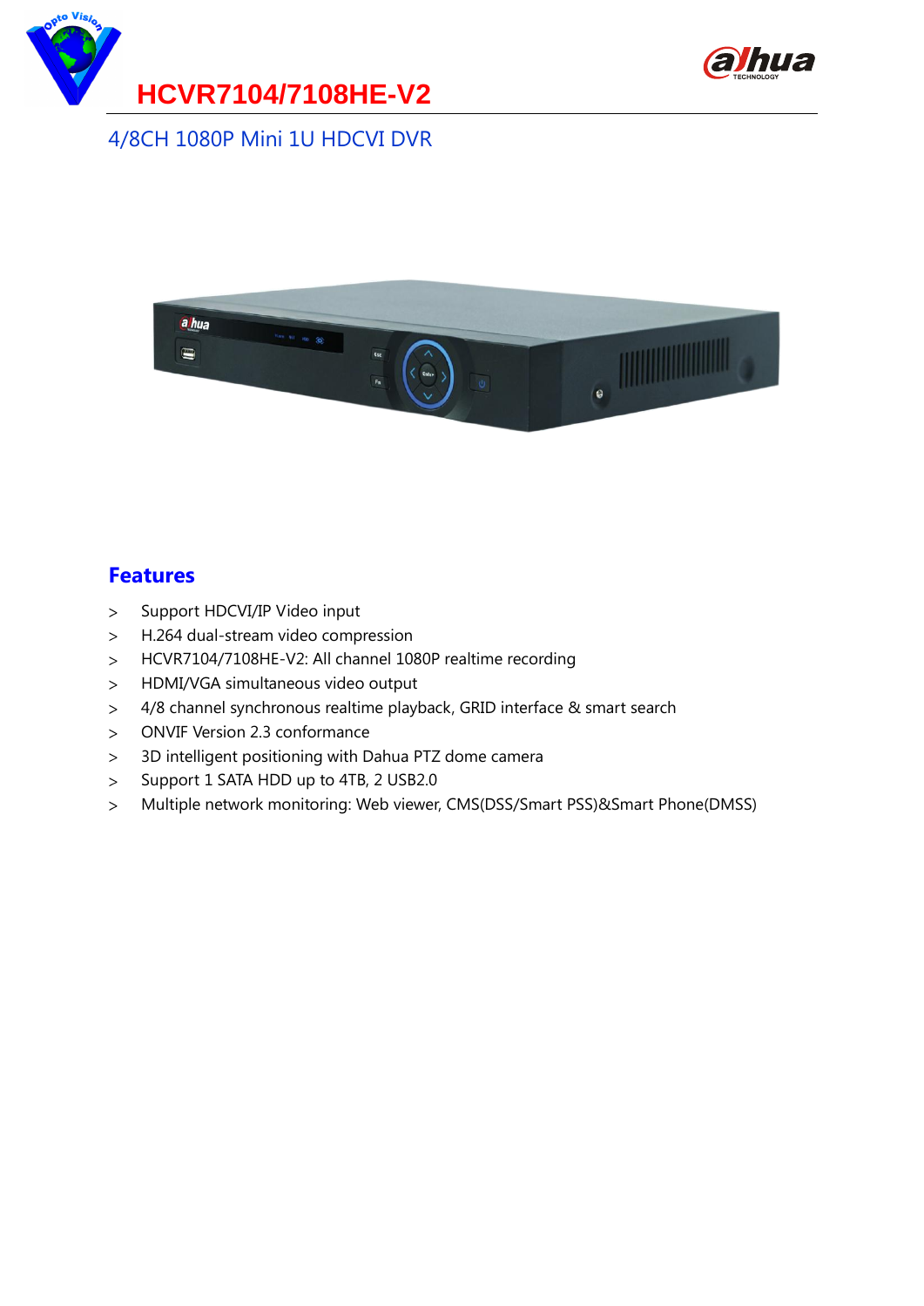# HCVR7104/7108HE-V2

4/8CH 1080P Mini 1U HDCVI DVR

## Features

- Support HDCVI/IP Video input
- H.264 dual-stream video compression
- HCVR7104/7108HE-V2: All channel 1080P realtime recording
- HDMI/VGA simultaneous video output
- 4/8 channel synchronous realtime playback, GRID interface & smart search
- ONVIF Version 2.3 conformance
- 3D intelligent positioning with Dahua PTZ dome camera
- Support 1 SATA HDD up to 4TB, 2 USB2.0
- Multiple network monitoring: Web viewer, CMS(DSS/Smart PSS)&Smart Phone(DMSS)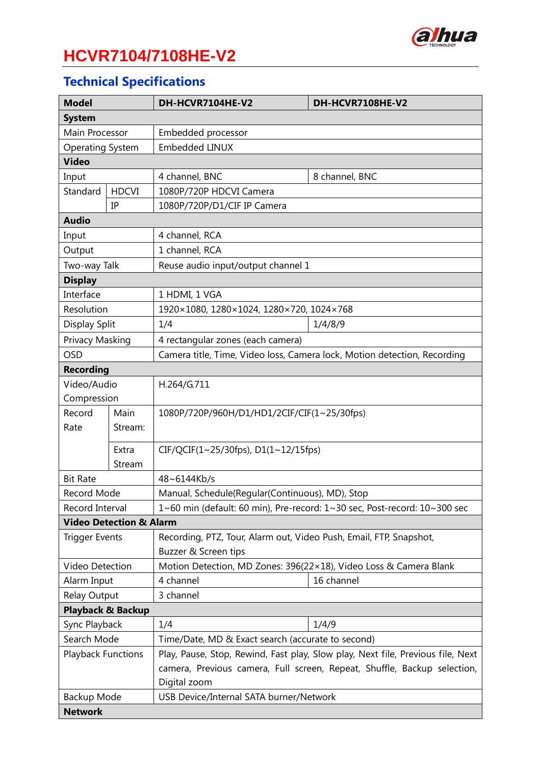# HCVR7104/7108HE-V2

## Technical Specifications

| Model | | DH-HCVR7104HE-V2 | DH-HCVR7108HE-V2 |
|---|---|---|---|
| **System** | | | |
| Main Processor | | Embedded processor | |
| Operating System | | Embedded LINUX | |
| **Video** | | | |
| Input | | 4 channel, BNC | 8 channel, BNC |
| Standard | HDCVI | 1080P/720P HDCVI Camera | |
| | IP | 1080P/720P/D1/CIF IP Camera | |
| **Audio** | | | |
| Input | | 4 channel, RCA | |
| Output | | 1 channel, RCA | |
| Two-way Talk | | Reuse audio input/output channel 1 | |
| **Display** | | | |
| Interface | | 1 HDMI, 1 VGA | |
| Resolution | | 1920×1080, 1280×1024, 1280×720, 1024×768 | |
| Display Split | | 1/4 | 1/4/8/9 |
| Privacy Masking | | 4 rectangular zones (each camera) | |
| OSD | | Camera title, Time, Video loss, Camera lock, Motion detection, Recording | |
| **Recording** | | | |
| Video/Audio Compression | | H.264/G.711 | |
| Record Rate | Main Stream: | 1080P/720P/960H/D1/HD1/2CIF/CIF(1~25/30fps) | |
| | Extra Stream | CIF/QCIF(1~25/30fps), D1(1~12/15fps) | |
| Bit Rate | | 48~6144Kb/s | |
| Record Mode | | Manual, Schedule(Regular(Continuous), MD), Stop | |
| Record Interval | | 1~60 min (default: 60 min), Pre-record: 1~30 sec, Post-record: 10~300 sec | |
| **Video Detection & Alarm** | | | |
| Trigger Events | | Recording, PTZ, Tour, Alarm out, Video Push, Email, FTP, Snapshot, Buzzer & Screen tips | |
| Video Detection | | Motion Detection, MD Zones: 396(22×18), Video Loss & Camera Blank | |
| Alarm Input | | 4 channel | 16 channel |
| Relay Output | | 3 channel | |
| **Playback & Backup** | | | |
| Sync Playback | | 1/4 | 1/4/9 |
| Search Mode | | Time/Date, MD & Exact search (accurate to second) | |
| Playback Functions | | Play, Pause, Stop, Rewind, Fast play, Slow play, Next file, Previous file, Next camera, Previous camera, Full screen, Repeat, Shuffle, Backup selection, Digital zoom | |
| Backup Mode | | USB Device/Internal SATA burner/Network | |
| **Network** | | | |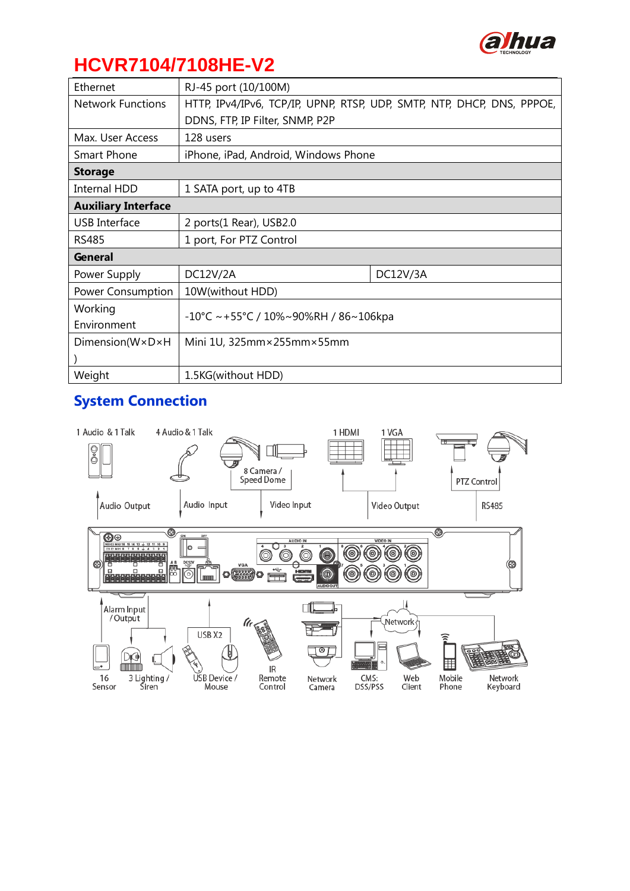# HCVR7104/7108HE-V2

| | | |
|---|---|---|
| Ethernet | RJ-45 port (10/100M) | |
| Network Functions | HTTP, IPv4/IPv6, TCP/IP, UPNP, RTSP, UDP, SMTP, NTP, DHCP, DNS, PPPOE, DDNS, FTP, IP Filter, SNMP, P2P | |
| Max. User Access | 128 users | |
| Smart Phone | iPhone, iPad, Android, Windows Phone | |
| **Storage** | | |
| Internal HDD | 1 SATA port, up to 4TB | |
| **Auxiliary Interface** | | |
| USB Interface | 2 ports(1 Rear), USB2.0 | |
| RS485 | 1 port, For PTZ Control | |
| **General** | | |
| Power Supply | DC12V/2A | DC12V/3A |
| Power Consumption | 10W(without HDD) | |
| Working Environment | -10°C ~+55°C / 10%~90%RH / 86~106kpa | |
| Dimension(W×D×H) | Mini 1U, 325mm×255mm×55mm | |
| Weight | 1.5KG(without HDD) | |

## System Connection

1 Audio & 1 Talk
4 Audio & 1 Talk
8 Camera / Speed Dome
1 HDMI
1 VGA
PTZ Control
Audio Output
Audio Input
Video Input
Video Output
RS485
Alarm Input / Output
USB X2
Network
16 Sensor
3 Lighting / Siren
USB Device / Mouse
IR Remote Control
Network Camera
CMS: DSS/PSS
Web Client
Mobile Phone
Network Keyboard